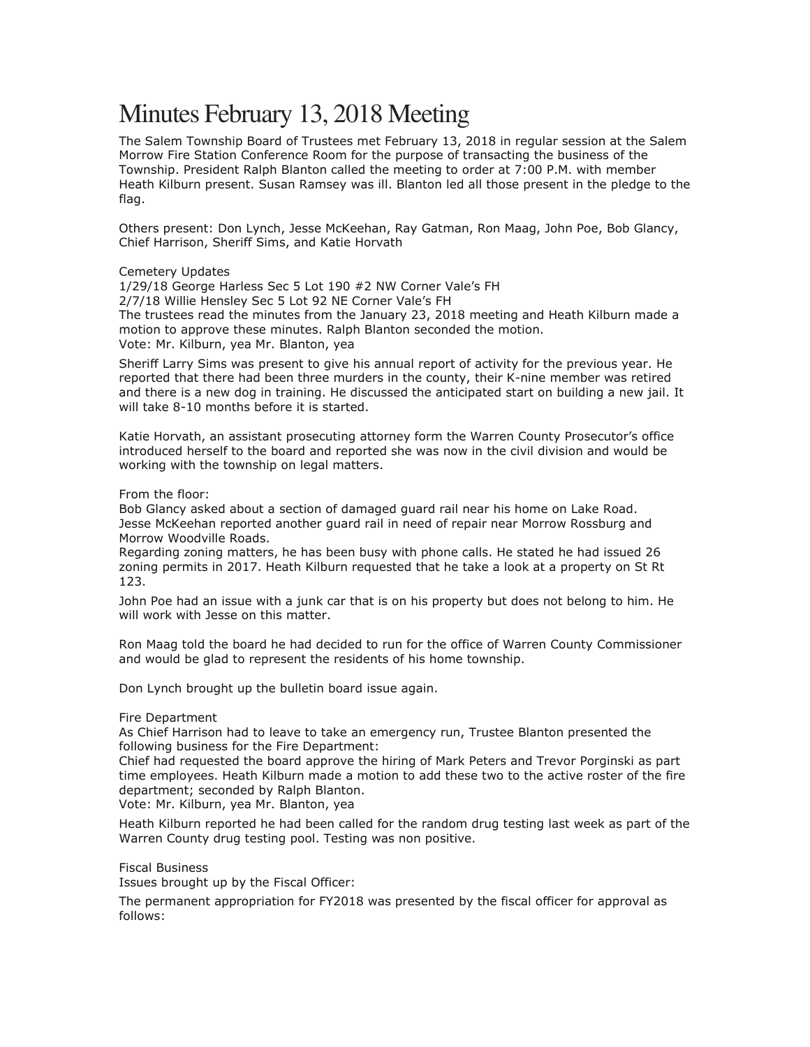# Minutes February 13, 2018 Meeting

The Salem Township Board of Trustees met February 13, 2018 in regular session at the Salem Morrow Fire Station Conference Room for the purpose of transacting the business of the Township. President Ralph Blanton called the meeting to order at 7:00 P.M. with member Heath Kilburn present. Susan Ramsey was ill. Blanton led all those present in the pledge to the flag.

Others present: Don Lynch, Jesse McKeehan, Ray Gatman, Ron Maag, John Poe, Bob Glancy, Chief Harrison, Sheriff Sims, and Katie Horvath

Cemetery Updates
1/29/18 George Harless Sec 5 Lot 190 #2 NW Corner Vale's FH
2/7/18 Willie Hensley Sec 5 Lot 92 NE Corner Vale's FH
The trustees read the minutes from the January 23, 2018 meeting and Heath Kilburn made a motion to approve these minutes. Ralph Blanton seconded the motion.
Vote: Mr. Kilburn, yea Mr. Blanton, yea

Sheriff Larry Sims was present to give his annual report of activity for the previous year. He reported that there had been three murders in the county, their K-nine member was retired and there is a new dog in training. He discussed the anticipated start on building a new jail. It will take 8-10 months before it is started.

Katie Horvath, an assistant prosecuting attorney form the Warren County Prosecutor's office introduced herself to the board and reported she was now in the civil division and would be working with the township on legal matters.

From the floor:
Bob Glancy asked about a section of damaged guard rail near his home on Lake Road.
Jesse McKeehan reported another guard rail in need of repair near Morrow Rossburg and Morrow Woodville Roads.
Regarding zoning matters, he has been busy with phone calls. He stated he had issued 26 zoning permits in 2017. Heath Kilburn requested that he take a look at a property on St Rt 123.

John Poe had an issue with a junk car that is on his property but does not belong to him. He will work with Jesse on this matter.

Ron Maag told the board he had decided to run for the office of Warren County Commissioner and would be glad to represent the residents of his home township.

Don Lynch brought up the bulletin board issue again.

Fire Department
As Chief Harrison had to leave to take an emergency run, Trustee Blanton presented the following business for the Fire Department:
Chief had requested the board approve the hiring of Mark Peters and Trevor Porginski as part time employees. Heath Kilburn made a motion to add these two to the active roster of the fire department; seconded by Ralph Blanton.
Vote: Mr. Kilburn, yea Mr. Blanton, yea

Heath Kilburn reported he had been called for the random drug testing last week as part of the Warren County drug testing pool. Testing was non positive.

Fiscal Business
Issues brought up by the Fiscal Officer:

The permanent appropriation for FY2018 was presented by the fiscal officer for approval as follows: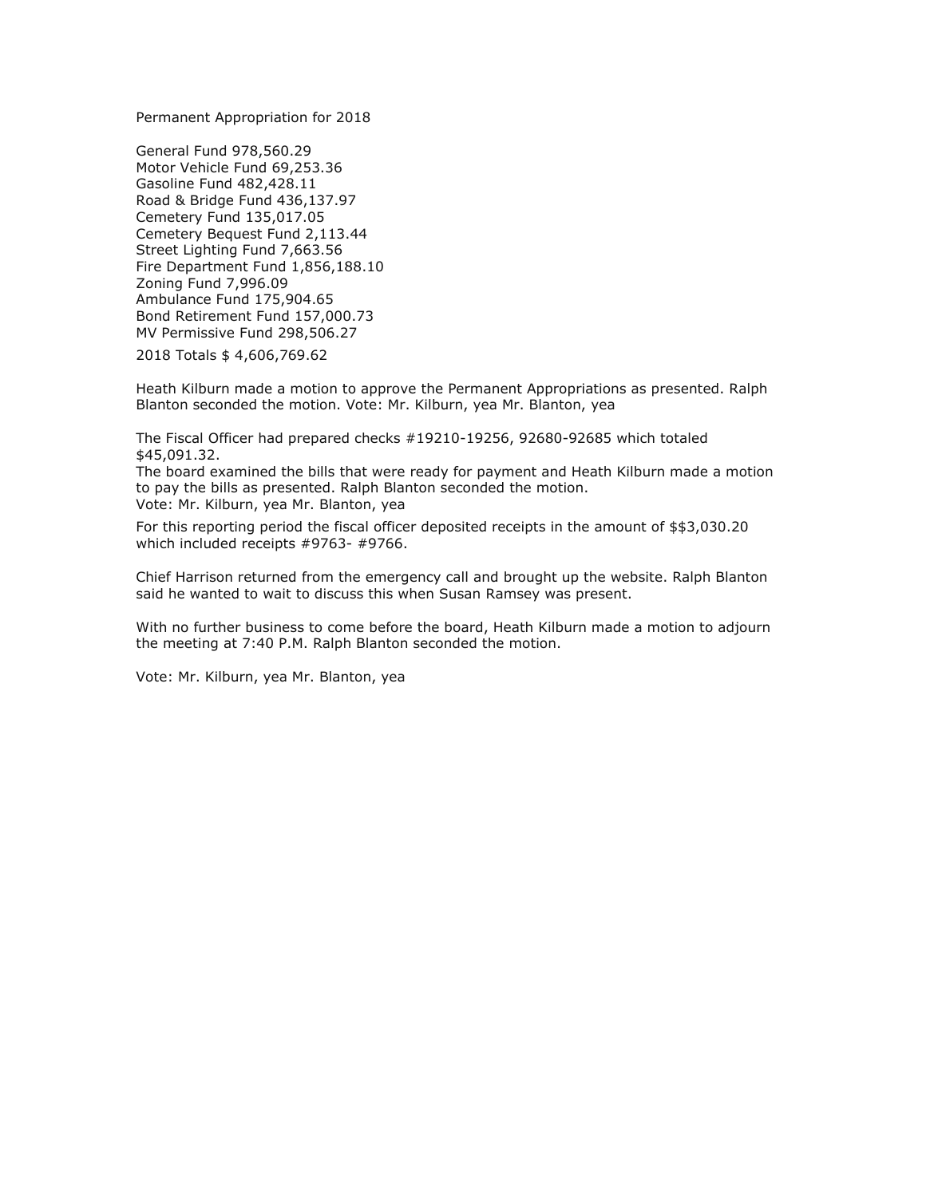Permanent Appropriation for 2018

General Fund 978,560.29
Motor Vehicle Fund 69,253.36
Gasoline Fund 482,428.11
Road & Bridge Fund 436,137.97
Cemetery Fund 135,017.05
Cemetery Bequest Fund 2,113.44
Street Lighting Fund 7,663.56
Fire Department Fund 1,856,188.10
Zoning Fund 7,996.09
Ambulance Fund 175,904.65
Bond Retirement Fund 157,000.73
MV Permissive Fund 298,506.27

2018 Totals $ 4,606,769.62

Heath Kilburn made a motion to approve the Permanent Appropriations as presented. Ralph Blanton seconded the motion. Vote: Mr. Kilburn, yea Mr. Blanton, yea

The Fiscal Officer had prepared checks #19210-19256, 92680-92685 which totaled $45,091.32.
The board examined the bills that were ready for payment and Heath Kilburn made a motion to pay the bills as presented. Ralph Blanton seconded the motion.
Vote: Mr. Kilburn, yea Mr. Blanton, yea

For this reporting period the fiscal officer deposited receipts in the amount of $$3,030.20 which included receipts #9763- #9766.

Chief Harrison returned from the emergency call and brought up the website. Ralph Blanton said he wanted to wait to discuss this when Susan Ramsey was present.

With no further business to come before the board, Heath Kilburn made a motion to adjourn the meeting at 7:40 P.M. Ralph Blanton seconded the motion.

Vote: Mr. Kilburn, yea Mr. Blanton, yea